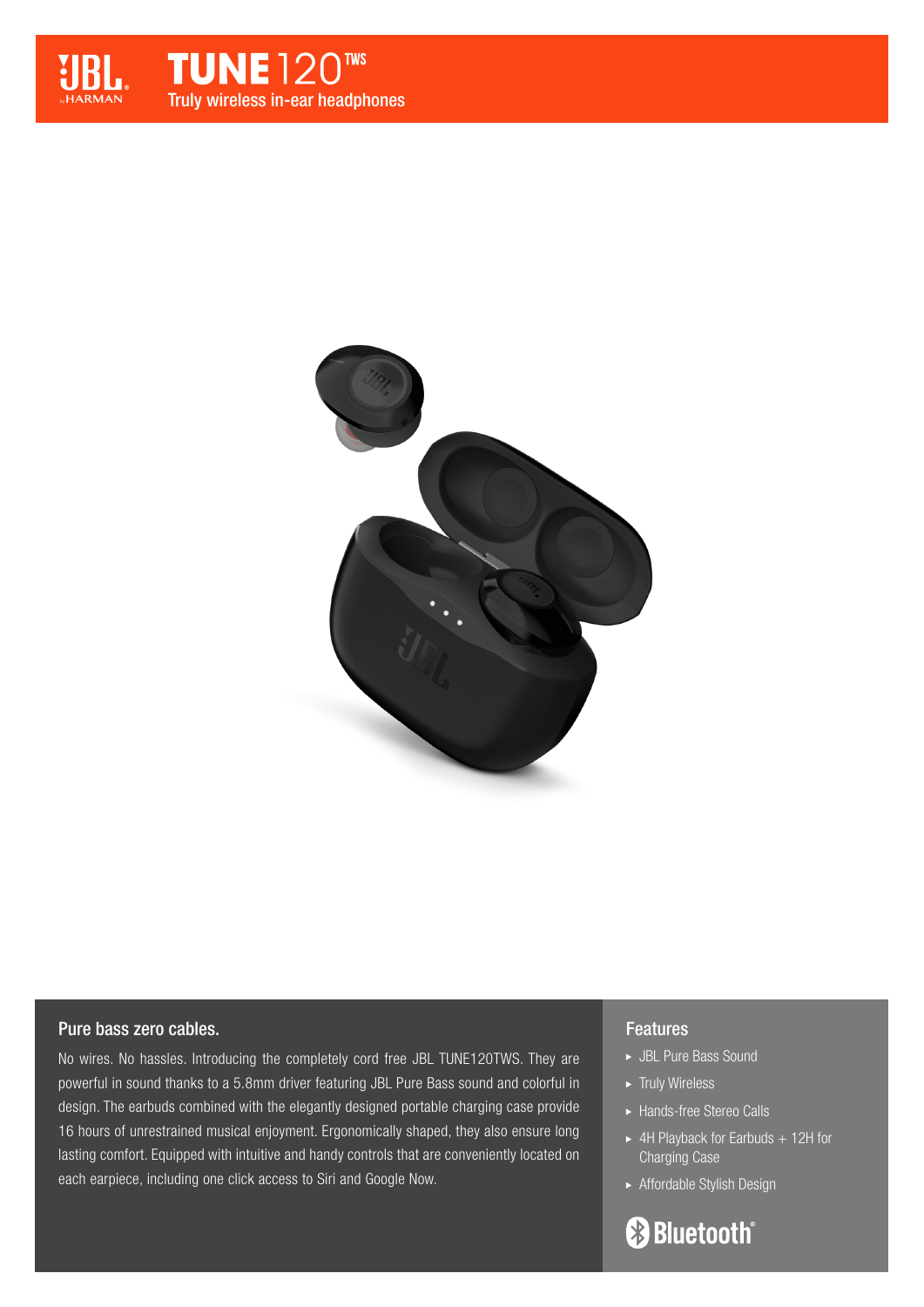# TUNE 120TWS

Truly wireless in-ear headphones

## Pure bass zero cables.

No wires. No hassles. Introducing the completely cord free JBL TUNE120TWS. They are powerful in sound thanks to a 5.8mm driver featuring JBL Pure Bass sound and colorful in design. The earbuds combined with the elegantly designed portable charging case provide 16 hours of unrestrained musical enjoyment. Ergonomically shaped, they also ensure long lasting comfort. Equipped with intuitive and handy controls that are conveniently located on each earpiece, including one click access to Siri and Google Now.

## Features

- JBL Pure Bass Sound
- Truly Wireless
- Hands-free Stereo Calls
- 4H Playback for Earbuds + 12H for Charging Case
- Affordable Stylish Design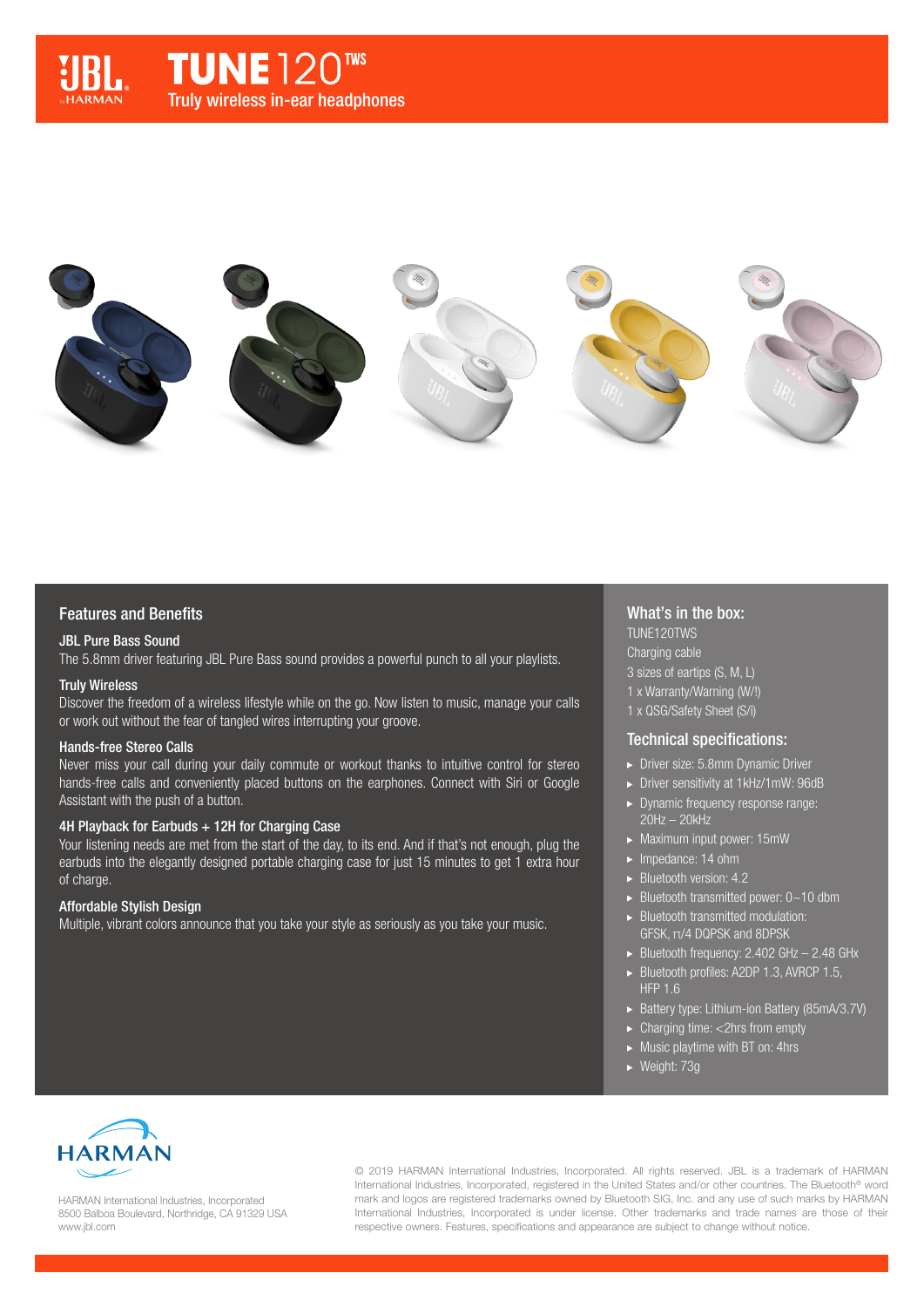# JBL TUNE 120TWS

Truly wireless in-ear headphones

## Features and Benefits

### JBL Pure Bass Sound

The 5.8mm driver featuring JBL Pure Bass sound provides a powerful punch to all your playlists.

### Truly Wireless

Discover the freedom of a wireless lifestyle while on the go. Now listen to music, manage your calls or work out without the fear of tangled wires interrupting your groove.

### Hands-free Stereo Calls

Never miss your call during your daily commute or workout thanks to intuitive control for stereo hands-free calls and conveniently placed buttons on the earphones. Connect with Siri or Google Assistant with the push of a button.

### 4H Playback for Earbuds + 12H for Charging Case

Your listening needs are met from the start of the day, to its end. And if that's not enough, plug the earbuds into the elegantly designed portable charging case for just 15 minutes to get 1 extra hour of charge.

### Affordable Stylish Design

Multiple, vibrant colors announce that you take your style as seriously as you take your music.

## What's in the box:

TUNE120TWS
Charging cable
3 sizes of eartips (S, M, L)
1 x Warranty/Warning (W/!)
1 x QSG/Safety Sheet (S/i)

## Technical specifications:

- Driver size: 5.8mm Dynamic Driver
- Driver sensitivity at 1kHz/1mW: 96dB
- Dynamic frequency response range: 20Hz – 20kHz
- Maximum input power: 15mW
- Impedance: 14 ohm
- Bluetooth version: 4.2
- Bluetooth transmitted power: 0~10 dbm
- Bluetooth transmitted modulation: GFSK, π/4 DQPSK and 8DPSK
- Bluetooth frequency: 2.402 GHz – 2.48 GHz
- Bluetooth profiles: A2DP 1.3, AVRCP 1.5, HFP 1.6
- Battery type: Lithium-ion Battery (85mA/3.7V)
- Charging time: <2hrs from empty
- Music playtime with BT on: 4hrs
- Weight: 73g

HARMAN

HARMAN International Industries, Incorporated
8500 Balboa Boulevard, Northridge, CA 91329 USA
www.jbl.com

© 2019 HARMAN International Industries, Incorporated. All rights reserved. JBL is a trademark of HARMAN International Industries, Incorporated, registered in the United States and/or other countries. The Bluetooth® word mark and logos are registered trademarks owned by Bluetooth SIG, Inc. and any use of such marks by HARMAN International Industries, Incorporated is under license. Other trademarks and trade names are those of their respective owners. Features, specifications and appearance are subject to change without notice.